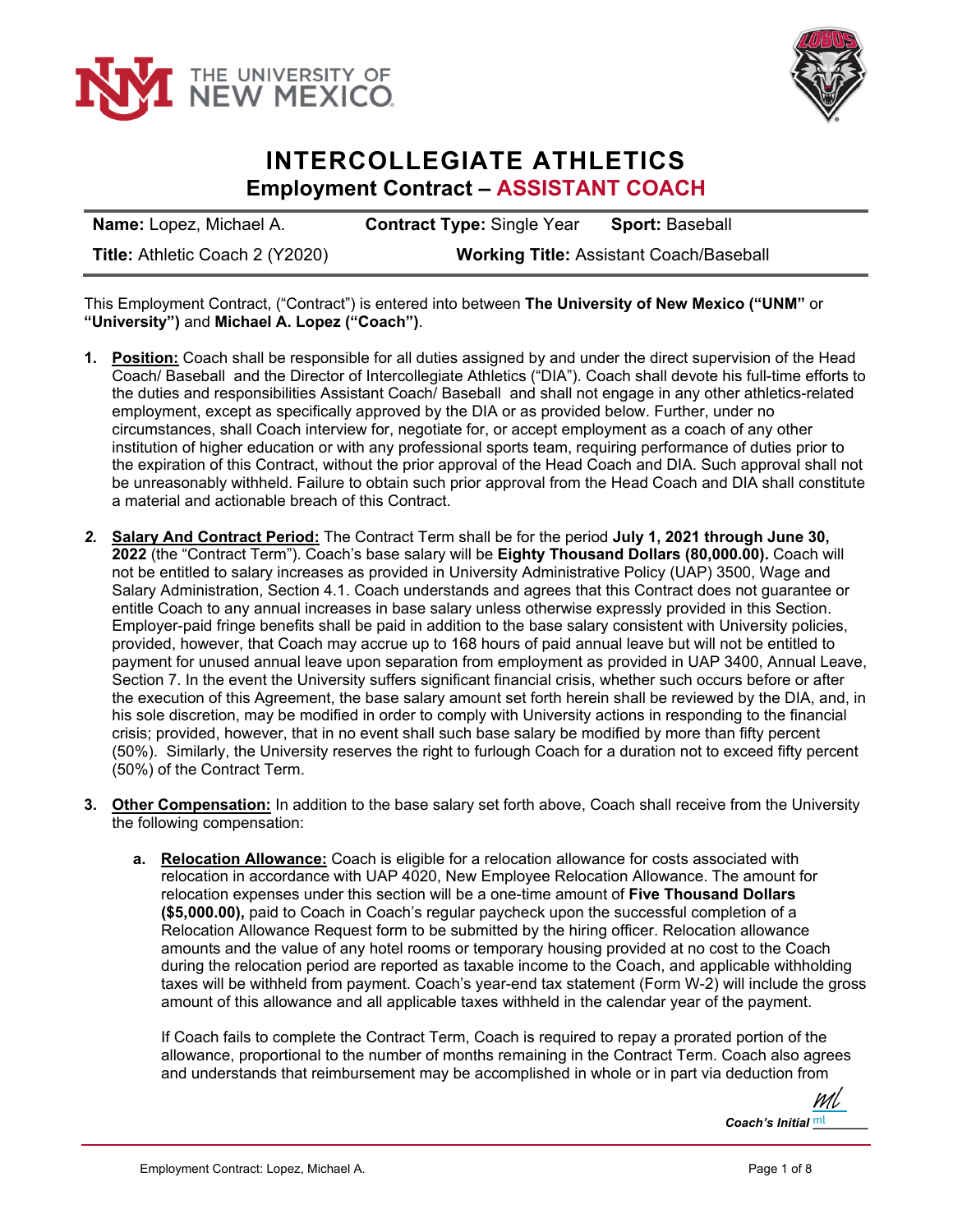# INTERCOLLEGIATE ATHLETICS

## Employment Contract – ASSISTANT COACH

| | | |
|---|---|---|
| **Name:** Lopez, Michael A. | **Contract Type:** Single Year | **Sport:** Baseball |
| **Title:** Athletic Coach 2 (Y2020) | **Working Title:** Assistant Coach/Baseball | |

This Employment Contract, ("Contract") is entered into between **The University of New Mexico ("UNM"** or **"University")** and **Michael A. Lopez ("Coach")**.

1. **Position:** Coach shall be responsible for all duties assigned by and under the direct supervision of the Head Coach/ Baseball and the Director of Intercollegiate Athletics ("DIA"). Coach shall devote his full-time efforts to the duties and responsibilities Assistant Coach/ Baseball and shall not engage in any other athletics-related employment, except as specifically approved by the DIA or as provided below. Further, under no circumstances, shall Coach interview for, negotiate for, or accept employment as a coach of any other institution of higher education or with any professional sports team, requiring performance of duties prior to the expiration of this Contract, without the prior approval of the Head Coach and DIA. Such approval shall not be unreasonably withheld. Failure to obtain such prior approval from the Head Coach and DIA shall constitute a material and actionable breach of this Contract.

2. **Salary And Contract Period:** The Contract Term shall be for the period **July 1, 2021 through June 30, 2022** (the "Contract Term"). Coach's base salary will be **Eighty Thousand Dollars (80,000.00).** Coach will not be entitled to salary increases as provided in University Administrative Policy (UAP) 3500, Wage and Salary Administration, Section 4.1. Coach understands and agrees that this Contract does not guarantee or entitle Coach to any annual increases in base salary unless otherwise expressly provided in this Section. Employer-paid fringe benefits shall be paid in addition to the base salary consistent with University policies, provided, however, that Coach may accrue up to 168 hours of paid annual leave but will not be entitled to payment for unused annual leave upon separation from employment as provided in UAP 3400, Annual Leave, Section 7. In the event the University suffers significant financial crisis, whether such occurs before or after the execution of this Agreement, the base salary amount set forth herein shall be reviewed by the DIA, and, in his sole discretion, may be modified in order to comply with University actions in responding to the financial crisis; provided, however, that in no event shall such base salary be modified by more than fifty percent (50%). Similarly, the University reserves the right to furlough Coach for a duration not to exceed fifty percent (50%) of the Contract Term.

3. **Other Compensation:** In addition to the base salary set forth above, Coach shall receive from the University the following compensation:

   a. **Relocation Allowance:** Coach is eligible for a relocation allowance for costs associated with relocation in accordance with UAP 4020, New Employee Relocation Allowance. The amount for relocation expenses under this section will be a one-time amount of **Five Thousand Dollars ($5,000.00),** paid to Coach in Coach's regular paycheck upon the successful completion of a Relocation Allowance Request form to be submitted by the hiring officer. Relocation allowance amounts and the value of any hotel rooms or temporary housing provided at no cost to the Coach during the relocation period are reported as taxable income to the Coach, and applicable withholding taxes will be withheld from payment. Coach's year-end tax statement (Form W-2) will include the gross amount of this allowance and all applicable taxes withheld in the calendar year of the payment.

   If Coach fails to complete the Contract Term, Coach is required to repay a prorated portion of the allowance, proportional to the number of months remaining in the Contract Term. Coach also agrees and understands that reimbursement may be accomplished in whole or in part via deduction from

*Coach's Initial* ml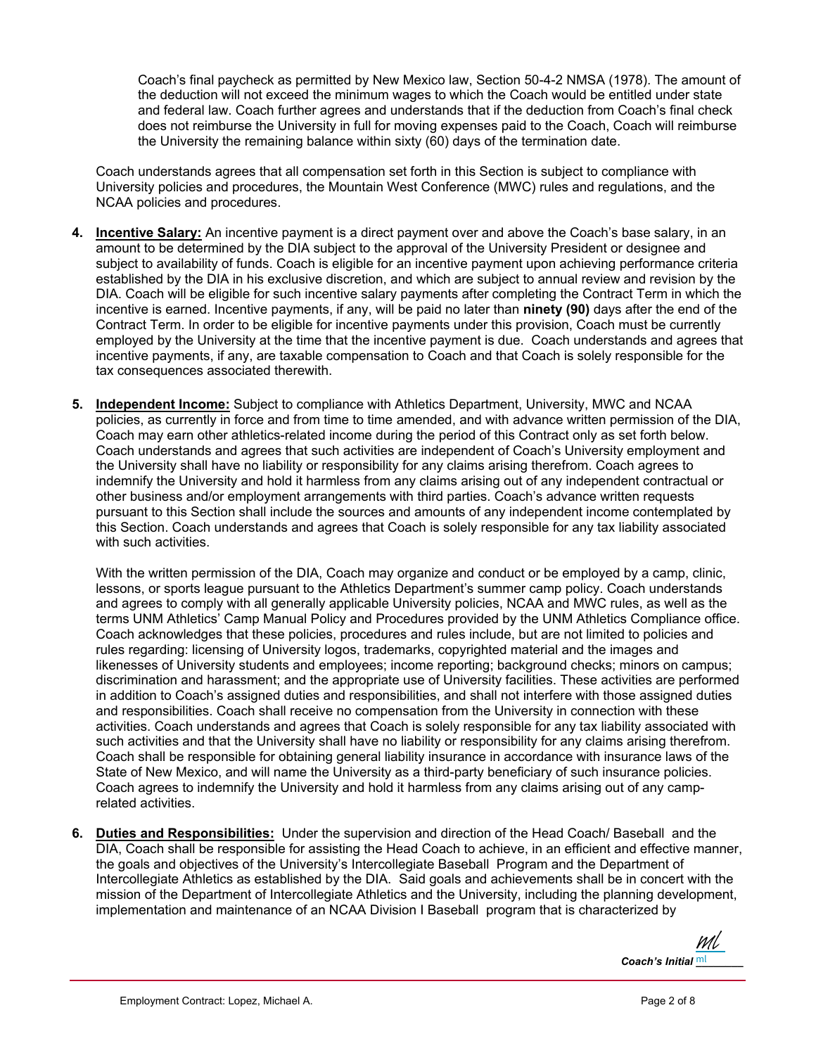Coach's final paycheck as permitted by New Mexico law, Section 50-4-2 NMSA (1978). The amount of the deduction will not exceed the minimum wages to which the Coach would be entitled under state and federal law. Coach further agrees and understands that if the deduction from Coach's final check does not reimburse the University in full for moving expenses paid to the Coach, Coach will reimburse the University the remaining balance within sixty (60) days of the termination date.

Coach understands agrees that all compensation set forth in this Section is subject to compliance with University policies and procedures, the Mountain West Conference (MWC) rules and regulations, and the NCAA policies and procedures.

4. **Incentive Salary:** An incentive payment is a direct payment over and above the Coach's base salary, in an amount to be determined by the DIA subject to the approval of the University President or designee and subject to availability of funds. Coach is eligible for an incentive payment upon achieving performance criteria established by the DIA in his exclusive discretion, and which are subject to annual review and revision by the DIA. Coach will be eligible for such incentive salary payments after completing the Contract Term in which the incentive is earned. Incentive payments, if any, will be paid no later than **ninety (90)** days after the end of the Contract Term. In order to be eligible for incentive payments under this provision, Coach must be currently employed by the University at the time that the incentive payment is due. Coach understands and agrees that incentive payments, if any, are taxable compensation to Coach and that Coach is solely responsible for the tax consequences associated therewith.

5. **Independent Income:** Subject to compliance with Athletics Department, University, MWC and NCAA policies, as currently in force and from time to time amended, and with advance written permission of the DIA, Coach may earn other athletics-related income during the period of this Contract only as set forth below. Coach understands and agrees that such activities are independent of Coach's University employment and the University shall have no liability or responsibility for any claims arising therefrom. Coach agrees to indemnify the University and hold it harmless from any claims arising out of any independent contractual or other business and/or employment arrangements with third parties. Coach's advance written requests pursuant to this Section shall include the sources and amounts of any independent income contemplated by this Section. Coach understands and agrees that Coach is solely responsible for any tax liability associated with such activities.

   With the written permission of the DIA, Coach may organize and conduct or be employed by a camp, clinic, lessons, or sports league pursuant to the Athletics Department's summer camp policy. Coach understands and agrees to comply with all generally applicable University policies, NCAA and MWC rules, as well as the terms UNM Athletics' Camp Manual Policy and Procedures provided by the UNM Athletics Compliance office. Coach acknowledges that these policies, procedures and rules include, but are not limited to policies and rules regarding: licensing of University logos, trademarks, copyrighted material and the images and likenesses of University students and employees; income reporting; background checks; minors on campus; discrimination and harassment; and the appropriate use of University facilities. These activities are performed in addition to Coach's assigned duties and responsibilities, and shall not interfere with those assigned duties and responsibilities. Coach shall receive no compensation from the University in connection with these activities. Coach understands and agrees that Coach is solely responsible for any tax liability associated with such activities and that the University shall have no liability or responsibility for any claims arising therefrom. Coach shall be responsible for obtaining general liability insurance in accordance with insurance laws of the State of New Mexico, and will name the University as a third-party beneficiary of such insurance policies. Coach agrees to indemnify the University and hold it harmless from any claims arising out of any camp-related activities.

6. **Duties and Responsibilities:** Under the supervision and direction of the Head Coach/ Baseball and the DIA, Coach shall be responsible for assisting the Head Coach to achieve, in an efficient and effective manner, the goals and objectives of the University's Intercollegiate Baseball Program and the Department of Intercollegiate Athletics as established by the DIA. Said goals and achievements shall be in concert with the mission of the Department of Intercollegiate Athletics and the University, including the planning development, implementation and maintenance of an NCAA Division I Baseball program that is characterized by

*Coach's Initial* ml

Employment Contract: Lopez, Michael A.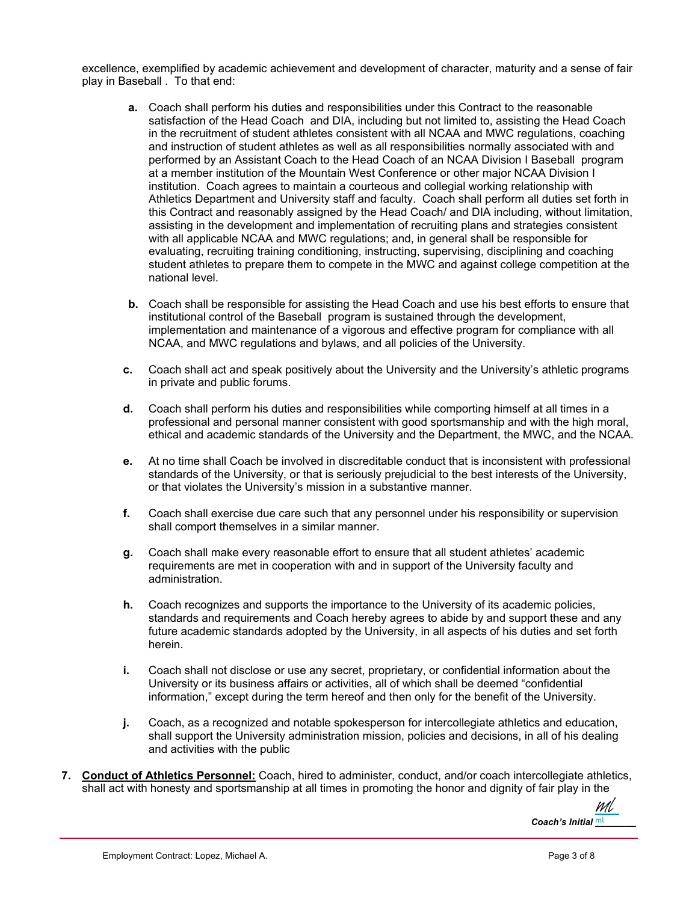excellence, exemplified by academic achievement and development of character, maturity and a sense of fair play in Baseball . To that end:

**a.** Coach shall perform his duties and responsibilities under this Contract to the reasonable satisfaction of the Head Coach and DIA, including but not limited to, assisting the Head Coach in the recruitment of student athletes consistent with all NCAA and MWC regulations, coaching and instruction of student athletes as well as all responsibilities normally associated with and performed by an Assistant Coach to the Head Coach of an NCAA Division I Baseball program at a member institution of the Mountain West Conference or other major NCAA Division I institution. Coach agrees to maintain a courteous and collegial working relationship with Athletics Department and University staff and faculty. Coach shall perform all duties set forth in this Contract and reasonably assigned by the Head Coach/ and DIA including, without limitation, assisting in the development and implementation of recruiting plans and strategies consistent with all applicable NCAA and MWC regulations; and, in general shall be responsible for evaluating, recruiting training conditioning, instructing, supervising, disciplining and coaching student athletes to prepare them to compete in the MWC and against college competition at the national level.

**b.** Coach shall be responsible for assisting the Head Coach and use his best efforts to ensure that institutional control of the Baseball program is sustained through the development, implementation and maintenance of a vigorous and effective program for compliance with all NCAA, and MWC regulations and bylaws, and all policies of the University.

**c.** Coach shall act and speak positively about the University and the University's athletic programs in private and public forums.

**d.** Coach shall perform his duties and responsibilities while comporting himself at all times in a professional and personal manner consistent with good sportsmanship and with the high moral, ethical and academic standards of the University and the Department, the MWC, and the NCAA.

**e.** At no time shall Coach be involved in discreditable conduct that is inconsistent with professional standards of the University, or that is seriously prejudicial to the best interests of the University, or that violates the University's mission in a substantive manner.

**f.** Coach shall exercise due care such that any personnel under his responsibility or supervision shall comport themselves in a similar manner.

**g.** Coach shall make every reasonable effort to ensure that all student athletes' academic requirements are met in cooperation with and in support of the University faculty and administration.

**h.** Coach recognizes and supports the importance to the University of its academic policies, standards and requirements and Coach hereby agrees to abide by and support these and any future academic standards adopted by the University, in all aspects of his duties and set forth herein.

**i.** Coach shall not disclose or use any secret, proprietary, or confidential information about the University or its business affairs or activities, all of which shall be deemed "confidential information," except during the term hereof and then only for the benefit of the University.

**j.** Coach, as a recognized and notable spokesperson for intercollegiate athletics and education, shall support the University administration mission, policies and decisions, in all of his dealing and activities with the public

**7. <u>Conduct of Athletics Personnel:</u>** Coach, hired to administer, conduct, and/or coach intercollegiate athletics, shall act with honesty and sportsmanship at all times in promoting the honor and dignity of fair play in the

*Coach's Initial* ml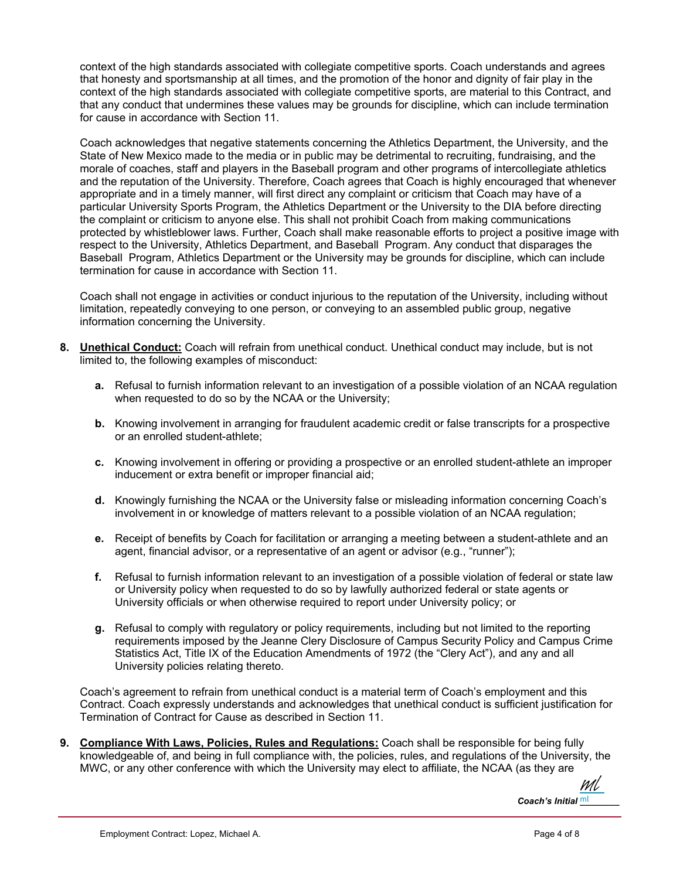context of the high standards associated with collegiate competitive sports. Coach understands and agrees that honesty and sportsmanship at all times, and the promotion of the honor and dignity of fair play in the context of the high standards associated with collegiate competitive sports, are material to this Contract, and that any conduct that undermines these values may be grounds for discipline, which can include termination for cause in accordance with Section 11.

Coach acknowledges that negative statements concerning the Athletics Department, the University, and the State of New Mexico made to the media or in public may be detrimental to recruiting, fundraising, and the morale of coaches, staff and players in the Baseball program and other programs of intercollegiate athletics and the reputation of the University. Therefore, Coach agrees that Coach is highly encouraged that whenever appropriate and in a timely manner, will first direct any complaint or criticism that Coach may have of a particular University Sports Program, the Athletics Department or the University to the DIA before directing the complaint or criticism to anyone else. This shall not prohibit Coach from making communications protected by whistleblower laws. Further, Coach shall make reasonable efforts to project a positive image with respect to the University, Athletics Department, and Baseball Program. Any conduct that disparages the Baseball Program, Athletics Department or the University may be grounds for discipline, which can include termination for cause in accordance with Section 11.

Coach shall not engage in activities or conduct injurious to the reputation of the University, including without limitation, repeatedly conveying to one person, or conveying to an assembled public group, negative information concerning the University.

**8. Unethical Conduct:** Coach will refrain from unethical conduct. Unethical conduct may include, but is not limited to, the following examples of misconduct:

- **a.** Refusal to furnish information relevant to an investigation of a possible violation of an NCAA regulation when requested to do so by the NCAA or the University;
- **b.** Knowing involvement in arranging for fraudulent academic credit or false transcripts for a prospective or an enrolled student-athlete;
- **c.** Knowing involvement in offering or providing a prospective or an enrolled student-athlete an improper inducement or extra benefit or improper financial aid;
- **d.** Knowingly furnishing the NCAA or the University false or misleading information concerning Coach's involvement in or knowledge of matters relevant to a possible violation of an NCAA regulation;
- **e.** Receipt of benefits by Coach for facilitation or arranging a meeting between a student-athlete and an agent, financial advisor, or a representative of an agent or advisor (e.g., "runner");
- **f.** Refusal to furnish information relevant to an investigation of a possible violation of federal or state law or University policy when requested to do so by lawfully authorized federal or state agents or University officials or when otherwise required to report under University policy; or
- **g.** Refusal to comply with regulatory or policy requirements, including but not limited to the reporting requirements imposed by the Jeanne Clery Disclosure of Campus Security Policy and Campus Crime Statistics Act, Title IX of the Education Amendments of 1972 (the "Clery Act"), and any and all University policies relating thereto.

Coach's agreement to refrain from unethical conduct is a material term of Coach's employment and this Contract. Coach expressly understands and acknowledges that unethical conduct is sufficient justification for Termination of Contract for Cause as described in Section 11.

**9. Compliance With Laws, Policies, Rules and Regulations:** Coach shall be responsible for being fully knowledgeable of, and being in full compliance with, the policies, rules, and regulations of the University, the MWC, or any other conference with which the University may elect to affiliate, the NCAA (as they are

*Coach's Initial* ml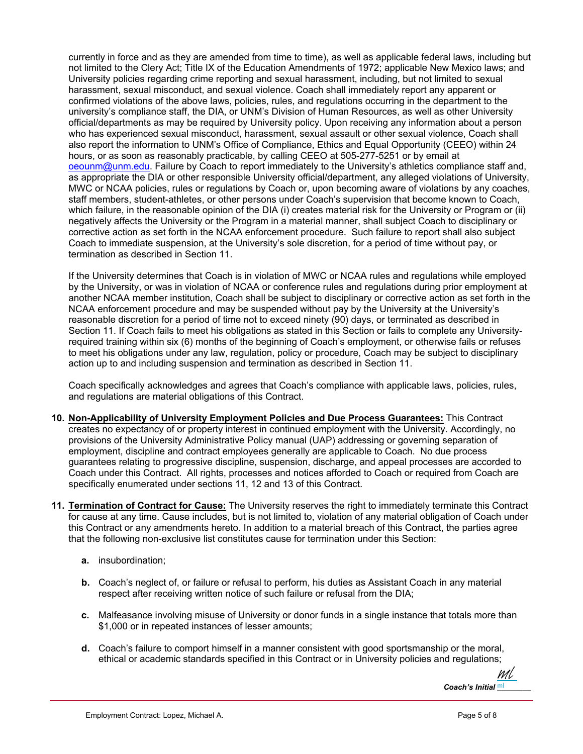currently in force and as they are amended from time to time), as well as applicable federal laws, including but not limited to the Clery Act; Title IX of the Education Amendments of 1972; applicable New Mexico laws; and University policies regarding crime reporting and sexual harassment, including, but not limited to sexual harassment, sexual misconduct, and sexual violence. Coach shall immediately report any apparent or confirmed violations of the above laws, policies, rules, and regulations occurring in the department to the university's compliance staff, the DIA, or UNM's Division of Human Resources, as well as other University official/departments as may be required by University policy. Upon receiving any information about a person who has experienced sexual misconduct, harassment, sexual assault or other sexual violence, Coach shall also report the information to UNM's Office of Compliance, Ethics and Equal Opportunity (CEEO) within 24 hours, or as soon as reasonably practicable, by calling CEEO at 505-277-5251 or by email at oeounm@unm.edu. Failure by Coach to report immediately to the University's athletics compliance staff and, as appropriate the DIA or other responsible University official/department, any alleged violations of University, MWC or NCAA policies, rules or regulations by Coach or, upon becoming aware of violations by any coaches, staff members, student-athletes, or other persons under Coach's supervision that become known to Coach, which failure, in the reasonable opinion of the DIA (i) creates material risk for the University or Program or (ii) negatively affects the University or the Program in a material manner, shall subject Coach to disciplinary or corrective action as set forth in the NCAA enforcement procedure. Such failure to report shall also subject Coach to immediate suspension, at the University's sole discretion, for a period of time without pay, or termination as described in Section 11.

If the University determines that Coach is in violation of MWC or NCAA rules and regulations while employed by the University, or was in violation of NCAA or conference rules and regulations during prior employment at another NCAA member institution, Coach shall be subject to disciplinary or corrective action as set forth in the NCAA enforcement procedure and may be suspended without pay by the University at the University's reasonable discretion for a period of time not to exceed ninety (90) days, or terminated as described in Section 11. If Coach fails to meet his obligations as stated in this Section or fails to complete any University-required training within six (6) months of the beginning of Coach's employment, or otherwise fails or refuses to meet his obligations under any law, regulation, policy or procedure, Coach may be subject to disciplinary action up to and including suspension and termination as described in Section 11.

Coach specifically acknowledges and agrees that Coach's compliance with applicable laws, policies, rules, and regulations are material obligations of this Contract.

**10. Non-Applicability of University Employment Policies and Due Process Guarantees:** This Contract creates no expectancy of or property interest in continued employment with the University. Accordingly, no provisions of the University Administrative Policy manual (UAP) addressing or governing separation of employment, discipline and contract employees generally are applicable to Coach. No due process guarantees relating to progressive discipline, suspension, discharge, and appeal processes are accorded to Coach under this Contract. All rights, processes and notices afforded to Coach or required from Coach are specifically enumerated under sections 11, 12 and 13 of this Contract.

**11. Termination of Contract for Cause:** The University reserves the right to immediately terminate this Contract for cause at any time. Cause includes, but is not limited to, violation of any material obligation of Coach under this Contract or any amendments hereto. In addition to a material breach of this Contract, the parties agree that the following non-exclusive list constitutes cause for termination under this Section:

- **a.** insubordination;
- **b.** Coach's neglect of, or failure or refusal to perform, his duties as Assistant Coach in any material respect after receiving written notice of such failure or refusal from the DIA;
- **c.** Malfeasance involving misuse of University or donor funds in a single instance that totals more than $1,000 or in repeated instances of lesser amounts;
- **d.** Coach's failure to comport himself in a manner consistent with good sportsmanship or the moral, ethical or academic standards specified in this Contract or in University policies and regulations;

*Coach's Initial* ml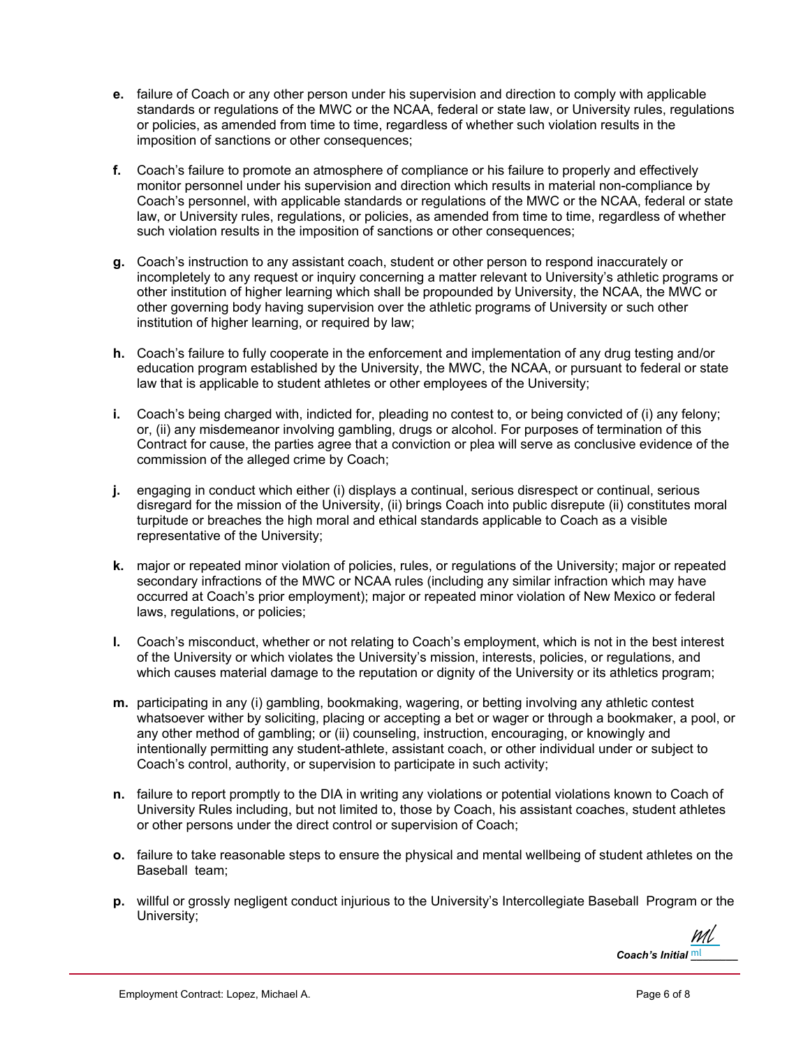- **e.** failure of Coach or any other person under his supervision and direction to comply with applicable standards or regulations of the MWC or the NCAA, federal or state law, or University rules, regulations or policies, as amended from time to time, regardless of whether such violation results in the imposition of sanctions or other consequences;

- **f.** Coach's failure to promote an atmosphere of compliance or his failure to properly and effectively monitor personnel under his supervision and direction which results in material non-compliance by Coach's personnel, with applicable standards or regulations of the MWC or the NCAA, federal or state law, or University rules, regulations, or policies, as amended from time to time, regardless of whether such violation results in the imposition of sanctions or other consequences;

- **g.** Coach's instruction to any assistant coach, student or other person to respond inaccurately or incompletely to any request or inquiry concerning a matter relevant to University's athletic programs or other institution of higher learning which shall be propounded by University, the NCAA, the MWC or other governing body having supervision over the athletic programs of University or such other institution of higher learning, or required by law;

- **h.** Coach's failure to fully cooperate in the enforcement and implementation of any drug testing and/or education program established by the University, the MWC, the NCAA, or pursuant to federal or state law that is applicable to student athletes or other employees of the University;

- **i.** Coach's being charged with, indicted for, pleading no contest to, or being convicted of (i) any felony; or, (ii) any misdemeanor involving gambling, drugs or alcohol. For purposes of termination of this Contract for cause, the parties agree that a conviction or plea will serve as conclusive evidence of the commission of the alleged crime by Coach;

- **j.** engaging in conduct which either (i) displays a continual, serious disrespect or continual, serious disregard for the mission of the University, (ii) brings Coach into public disrepute (ii) constitutes moral turpitude or breaches the high moral and ethical standards applicable to Coach as a visible representative of the University;

- **k.** major or repeated minor violation of policies, rules, or regulations of the University; major or repeated secondary infractions of the MWC or NCAA rules (including any similar infraction which may have occurred at Coach's prior employment); major or repeated minor violation of New Mexico or federal laws, regulations, or policies;

- **l.** Coach's misconduct, whether or not relating to Coach's employment, which is not in the best interest of the University or which violates the University's mission, interests, policies, or regulations, and which causes material damage to the reputation or dignity of the University or its athletics program;

- **m.** participating in any (i) gambling, bookmaking, wagering, or betting involving any athletic contest whatsoever wither by soliciting, placing or accepting a bet or wager or through a bookmaker, a pool, or any other method of gambling; or (ii) counseling, instruction, encouraging, or knowingly and intentionally permitting any student-athlete, assistant coach, or other individual under or subject to Coach's control, authority, or supervision to participate in such activity;

- **n.** failure to report promptly to the DIA in writing any violations or potential violations known to Coach of University Rules including, but not limited to, those by Coach, his assistant coaches, student athletes or other persons under the direct control or supervision of Coach;

- **o.** failure to take reasonable steps to ensure the physical and mental wellbeing of student athletes on the Baseball team;

- **p.** willful or grossly negligent conduct injurious to the University's Intercollegiate Baseball Program or the University;

***Coach's Initial*** ml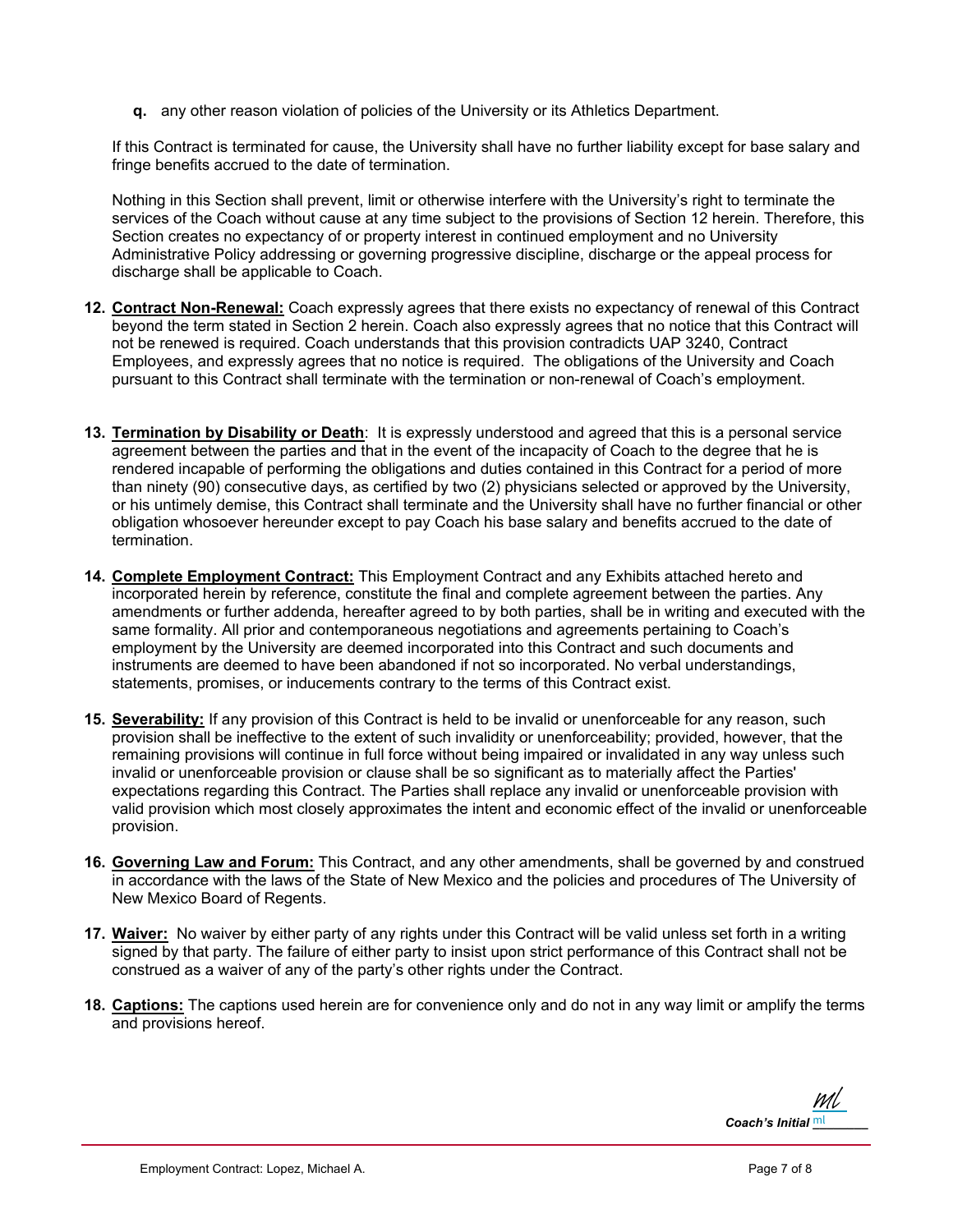**q.** any other reason violation of policies of the University or its Athletics Department.

If this Contract is terminated for cause, the University shall have no further liability except for base salary and fringe benefits accrued to the date of termination.

Nothing in this Section shall prevent, limit or otherwise interfere with the University's right to terminate the services of the Coach without cause at any time subject to the provisions of Section 12 herein. Therefore, this Section creates no expectancy of or property interest in continued employment and no University Administrative Policy addressing or governing progressive discipline, discharge or the appeal process for discharge shall be applicable to Coach.

**12. Contract Non-Renewal:** Coach expressly agrees that there exists no expectancy of renewal of this Contract beyond the term stated in Section 2 herein. Coach also expressly agrees that no notice that this Contract will not be renewed is required. Coach understands that this provision contradicts UAP 3240, Contract Employees, and expressly agrees that no notice is required. The obligations of the University and Coach pursuant to this Contract shall terminate with the termination or non-renewal of Coach's employment.

**13. Termination by Disability or Death**: It is expressly understood and agreed that this is a personal service agreement between the parties and that in the event of the incapacity of Coach to the degree that he is rendered incapable of performing the obligations and duties contained in this Contract for a period of more than ninety (90) consecutive days, as certified by two (2) physicians selected or approved by the University, or his untimely demise, this Contract shall terminate and the University shall have no further financial or other obligation whosoever hereunder except to pay Coach his base salary and benefits accrued to the date of termination.

**14. Complete Employment Contract:** This Employment Contract and any Exhibits attached hereto and incorporated herein by reference, constitute the final and complete agreement between the parties. Any amendments or further addenda, hereafter agreed to by both parties, shall be in writing and executed with the same formality. All prior and contemporaneous negotiations and agreements pertaining to Coach's employment by the University are deemed incorporated into this Contract and such documents and instruments are deemed to have been abandoned if not so incorporated. No verbal understandings, statements, promises, or inducements contrary to the terms of this Contract exist.

**15. Severability:** If any provision of this Contract is held to be invalid or unenforceable for any reason, such provision shall be ineffective to the extent of such invalidity or unenforceability; provided, however, that the remaining provisions will continue in full force without being impaired or invalidated in any way unless such invalid or unenforceable provision or clause shall be so significant as to materially affect the Parties' expectations regarding this Contract. The Parties shall replace any invalid or unenforceable provision with valid provision which most closely approximates the intent and economic effect of the invalid or unenforceable provision.

**16. Governing Law and Forum:** This Contract, and any other amendments, shall be governed by and construed in accordance with the laws of the State of New Mexico and the policies and procedures of The University of New Mexico Board of Regents.

**17. Waiver:** No waiver by either party of any rights under this Contract will be valid unless set forth in a writing signed by that party. The failure of either party to insist upon strict performance of this Contract shall not be construed as a waiver of any of the party's other rights under the Contract.

**18. Captions:** The captions used herein are for convenience only and do not in any way limit or amplify the terms and provisions hereof.

***Coach's Initial*** ml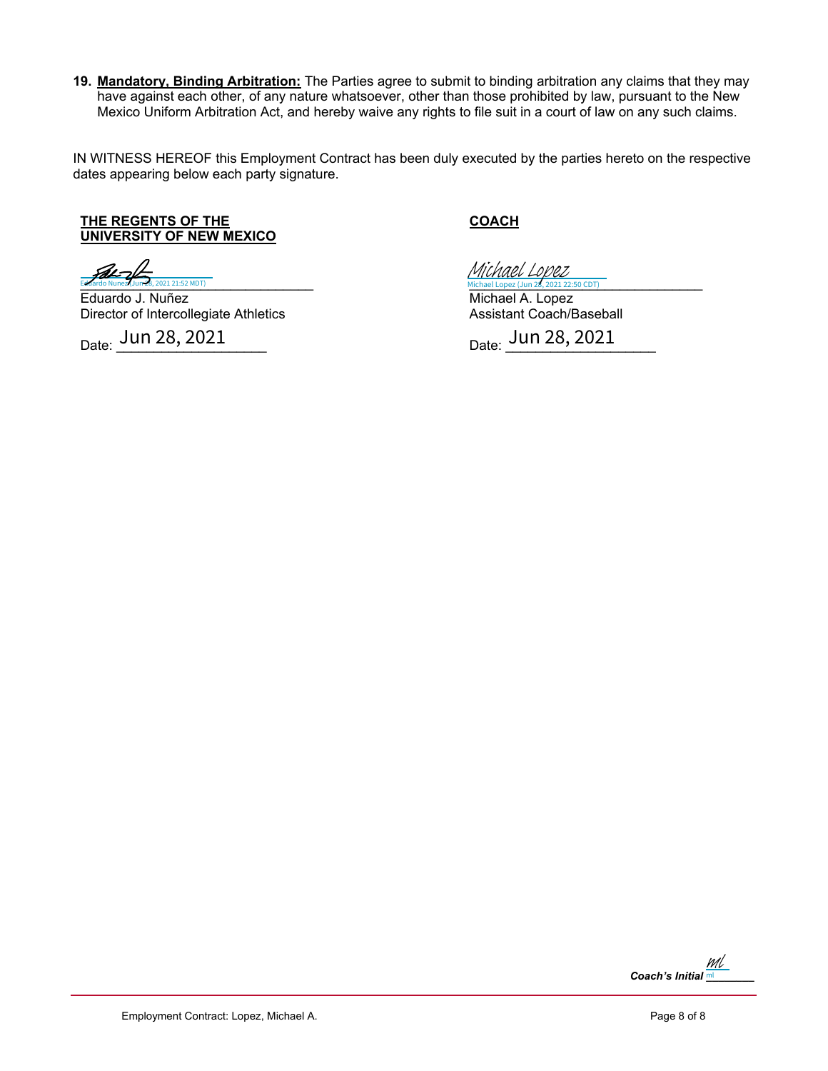**19. Mandatory, Binding Arbitration:** The Parties agree to submit to binding arbitration any claims that they may have against each other, of any nature whatsoever, other than those prohibited by law, pursuant to the New Mexico Uniform Arbitration Act, and hereby waive any rights to file suit in a court of law on any such claims.

IN WITNESS HEREOF this Employment Contract has been duly executed by the parties hereto on the respective dates appearing below each party signature.

**THE REGENTS OF THE UNIVERSITY OF NEW MEXICO**

Eduardo Nunez (Jun 28, 2021 21:52 MDT)

Eduardo J. Nuñez
Director of Intercollegiate Athletics

Date: Jun 28, 2021

**COACH**

Michael Lopez
Michael Lopez (Jun 28, 2021 22:50 CDT)

Michael A. Lopez
Assistant Coach/Baseball

Date: Jun 28, 2021

***Coach's Initial*** ml